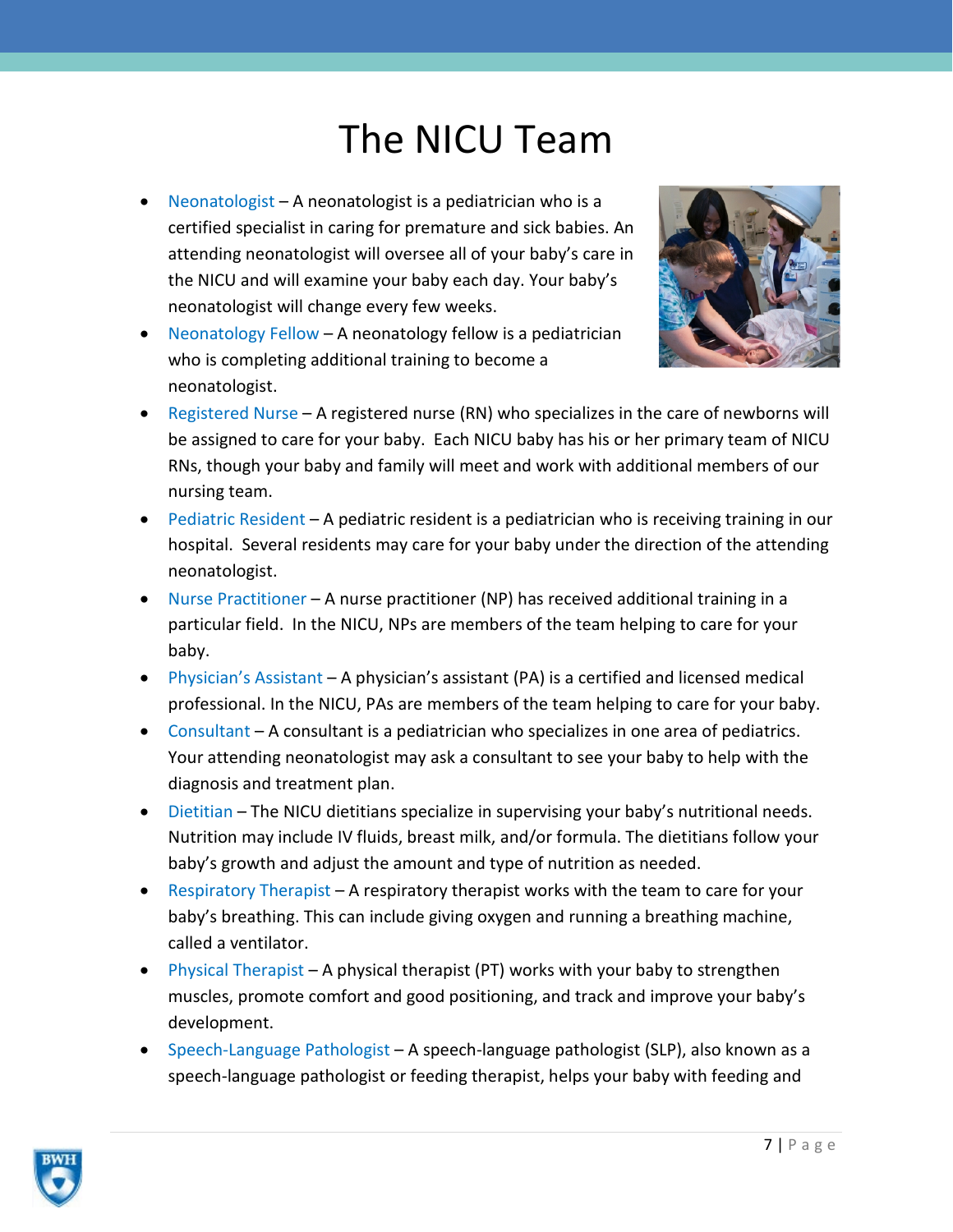# The NICU Team

- Neonatologist – A neonatologist is a pediatrician who is a certified specialist in caring for premature and sick babies. An attending neonatologist will oversee all of your baby's care in the NICU and will examine your baby each day. Your baby's neonatologist will change every few weeks.
- Neonatology Fellow – A neonatology fellow is a pediatrician who is completing additional training to become a neonatologist.
- Registered Nurse – A registered nurse (RN) who specializes in the care of newborns will be assigned to care for your baby. Each NICU baby has his or her primary team of NICU RNs, though your baby and family will meet and work with additional members of our nursing team.
- Pediatric Resident – A pediatric resident is a pediatrician who is receiving training in our hospital. Several residents may care for your baby under the direction of the attending neonatologist.
- Nurse Practitioner – A nurse practitioner (NP) has received additional training in a particular field. In the NICU, NPs are members of the team helping to care for your baby.
- Physician's Assistant – A physician's assistant (PA) is a certified and licensed medical professional. In the NICU, PAs are members of the team helping to care for your baby.
- Consultant – A consultant is a pediatrician who specializes in one area of pediatrics. Your attending neonatologist may ask a consultant to see your baby to help with the diagnosis and treatment plan.
- Dietitian – The NICU dietitians specialize in supervising your baby's nutritional needs. Nutrition may include IV fluids, breast milk, and/or formula. The dietitians follow your baby's growth and adjust the amount and type of nutrition as needed.
- Respiratory Therapist – A respiratory therapist works with the team to care for your baby's breathing. This can include giving oxygen and running a breathing machine, called a ventilator.
- Physical Therapist – A physical therapist (PT) works with your baby to strengthen muscles, promote comfort and good positioning, and track and improve your baby's development.
- Speech-Language Pathologist – A speech-language pathologist (SLP), also known as a speech-language pathologist or feeding therapist, helps your baby with feeding and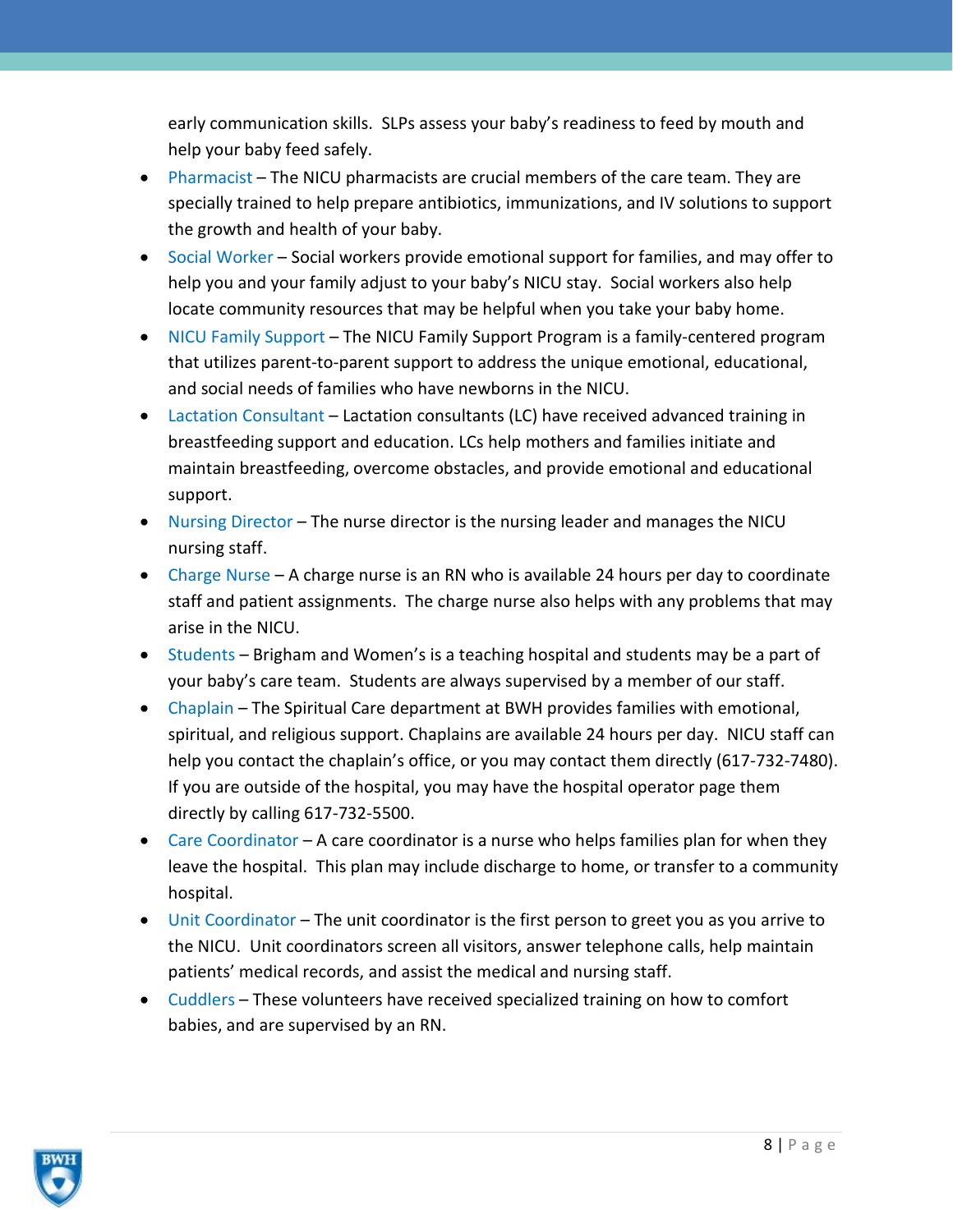early communication skills. SLPs assess your baby's readiness to feed by mouth and help your baby feed safely.

- Pharmacist – The NICU pharmacists are crucial members of the care team. They are specially trained to help prepare antibiotics, immunizations, and IV solutions to support the growth and health of your baby.
- Social Worker – Social workers provide emotional support for families, and may offer to help you and your family adjust to your baby's NICU stay. Social workers also help locate community resources that may be helpful when you take your baby home.
- NICU Family Support – The NICU Family Support Program is a family-centered program that utilizes parent-to-parent support to address the unique emotional, educational, and social needs of families who have newborns in the NICU.
- Lactation Consultant – Lactation consultants (LC) have received advanced training in breastfeeding support and education. LCs help mothers and families initiate and maintain breastfeeding, overcome obstacles, and provide emotional and educational support.
- Nursing Director – The nurse director is the nursing leader and manages the NICU nursing staff.
- Charge Nurse – A charge nurse is an RN who is available 24 hours per day to coordinate staff and patient assignments. The charge nurse also helps with any problems that may arise in the NICU.
- Students – Brigham and Women's is a teaching hospital and students may be a part of your baby's care team. Students are always supervised by a member of our staff.
- Chaplain – The Spiritual Care department at BWH provides families with emotional, spiritual, and religious support. Chaplains are available 24 hours per day. NICU staff can help you contact the chaplain's office, or you may contact them directly (617-732-7480). If you are outside of the hospital, you may have the hospital operator page them directly by calling 617-732-5500.
- Care Coordinator – A care coordinator is a nurse who helps families plan for when they leave the hospital. This plan may include discharge to home, or transfer to a community hospital.
- Unit Coordinator – The unit coordinator is the first person to greet you as you arrive to the NICU. Unit coordinators screen all visitors, answer telephone calls, help maintain patients' medical records, and assist the medical and nursing staff.
- Cuddlers – These volunteers have received specialized training on how to comfort babies, and are supervised by an RN.